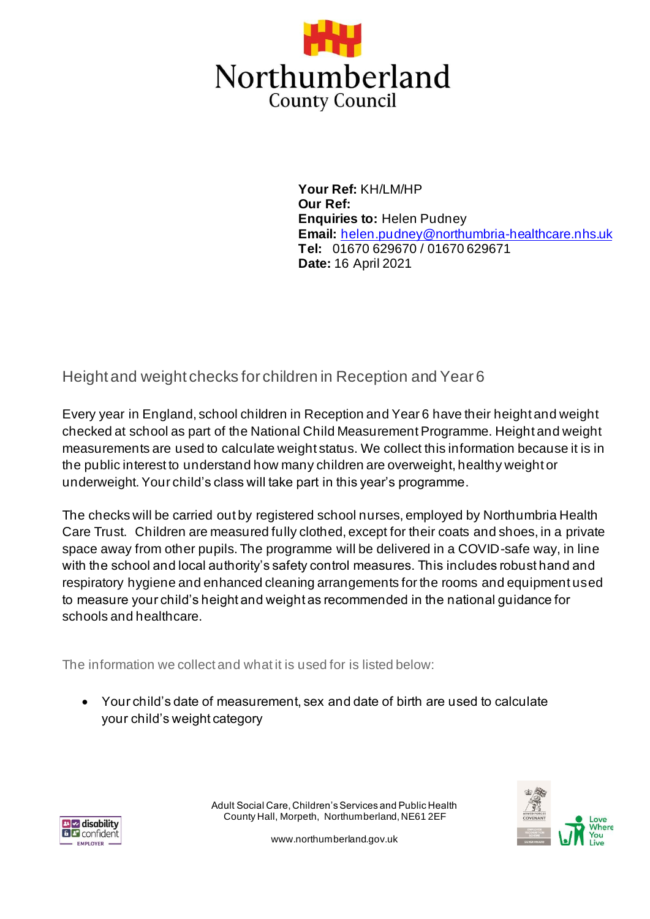Northumberland County Council

**Your Ref:** KH/LM/HP
**Our Ref:**
**Enquiries to:** Helen Pudney
**Email:** helen.pudney@northumbria-healthcare.nhs.uk
**Tel:** 01670 629670 / 01670 629671
**Date:** 16 April 2021

## Height and weight checks for children in Reception and Year 6

Every year in England, school children in Reception and Year 6 have their height and weight checked at school as part of the National Child Measurement Programme. Height and weight measurements are used to calculate weight status. We collect this information because it is in the public interest to understand how many children are overweight, healthy weight or underweight. Your child's class will take part in this year's programme.

The checks will be carried out by registered school nurses, employed by Northumbria Health Care Trust. Children are measured fully clothed, except for their coats and shoes, in a private space away from other pupils. The programme will be delivered in a COVID-safe way, in line with the school and local authority's safety control measures. This includes robust hand and respiratory hygiene and enhanced cleaning arrangements for the rooms and equipment used to measure your child's height and weight as recommended in the national guidance for schools and healthcare.

The information we collect and what it is used for is listed below:

- Your child's date of measurement, sex and date of birth are used to calculate your child's weight category

Adult Social Care, Children's Services and Public Health
County Hall, Morpeth, Northumberland, NE61 2EF

www.northumberland.gov.uk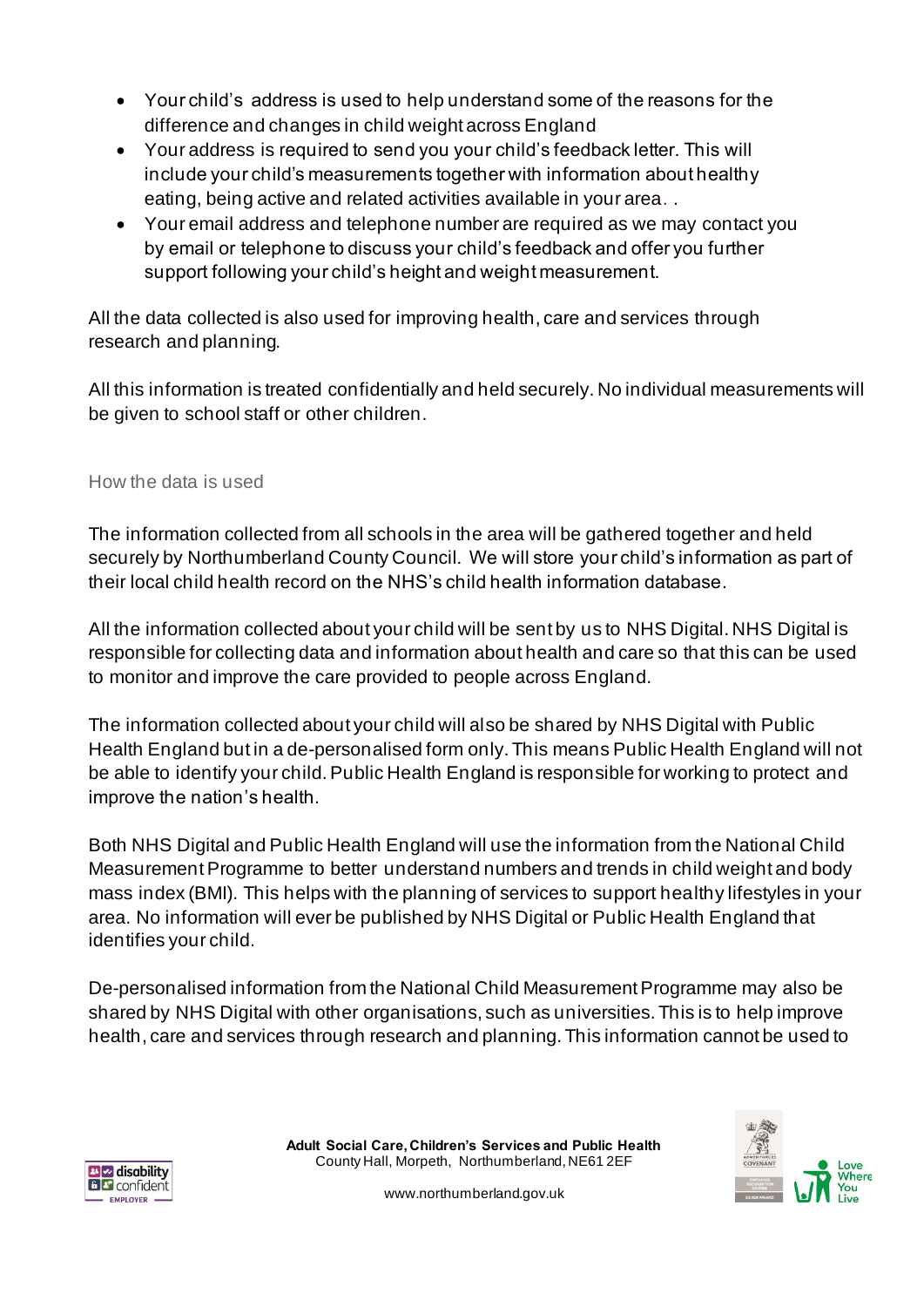- Your child's address is used to help understand some of the reasons for the difference and changes in child weight across England
- Your address is required to send you your child's feedback letter. This will include your child's measurements together with information about healthy eating, being active and related activities available in your area. .
- Your email address and telephone number are required as we may contact you by email or telephone to discuss your child's feedback and offer you further support following your child's height and weight measurement.

All the data collected is also used for improving health, care and services through research and planning.

All this information is treated confidentially and held securely. No individual measurements will be given to school staff or other children.

## How the data is used

The information collected from all schools in the area will be gathered together and held securely by Northumberland County Council. We will store your child's information as part of their local child health record on the NHS's child health information database.

All the information collected about your child will be sent by us to NHS Digital. NHS Digital is responsible for collecting data and information about health and care so that this can be used to monitor and improve the care provided to people across England.

The information collected about your child will also be shared by NHS Digital with Public Health England but in a de-personalised form only. This means Public Health England will not be able to identify your child. Public Health England is responsible for working to protect and improve the nation's health.

Both NHS Digital and Public Health England will use the information from the National Child Measurement Programme to better understand numbers and trends in child weight and body mass index (BMI). This helps with the planning of services to support healthy lifestyles in your area. No information will ever be published by NHS Digital or Public Health England that identifies your child.

De-personalised information from the National Child Measurement Programme may also be shared by NHS Digital with other organisations, such as universities. This is to help improve health, care and services through research and planning. This information cannot be used to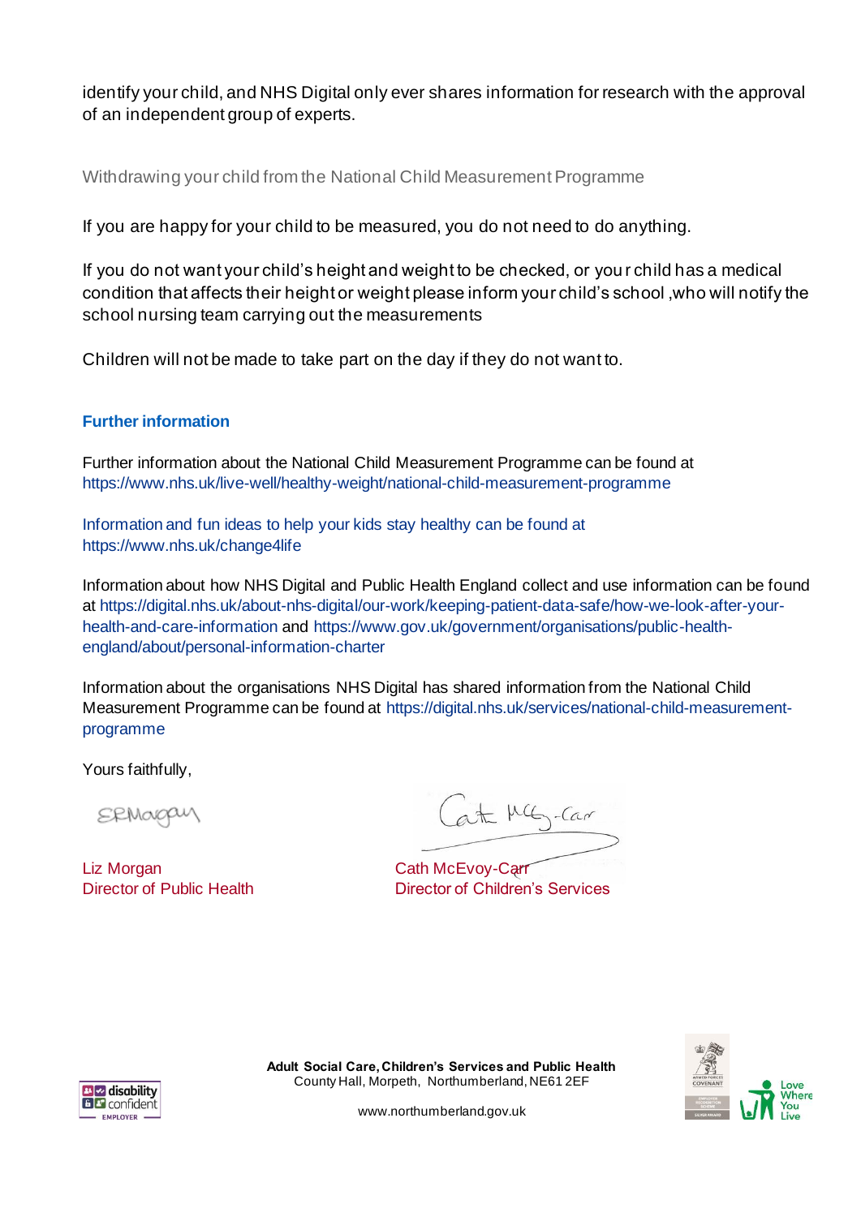identify your child, and NHS Digital only ever shares information for research with the approval of an independent group of experts.

## Withdrawing your child from the National Child Measurement Programme

If you are happy for your child to be measured, you do not need to do anything.

If you do not want your child's height and weight to be checked, or your child has a medical condition that affects their height or weight please inform your child's school ,who will notify the school nursing team carrying out the measurements

Children will not be made to take part on the day if they do not want to.

## Further information

Further information about the National Child Measurement Programme can be found at https://www.nhs.uk/live-well/healthy-weight/national-child-measurement-programme

Information and fun ideas to help your kids stay healthy can be found at https://www.nhs.uk/change4life

Information about how NHS Digital and Public Health England collect and use information can be found at https://digital.nhs.uk/about-nhs-digital/our-work/keeping-patient-data-safe/how-we-look-after-your-health-and-care-information and https://www.gov.uk/government/organisations/public-health-england/about/personal-information-charter

Information about the organisations NHS Digital has shared information from the National Child Measurement Programme can be found at https://digital.nhs.uk/services/national-child-measurement-programme

Yours faithfully,

Liz Morgan
Director of Public Health

Cath McEvoy-Carr
Director of Children's Services

**Adult Social Care, Children's Services and Public Health**
County Hall, Morpeth, Northumberland, NE61 2EF

www.northumberland.gov.uk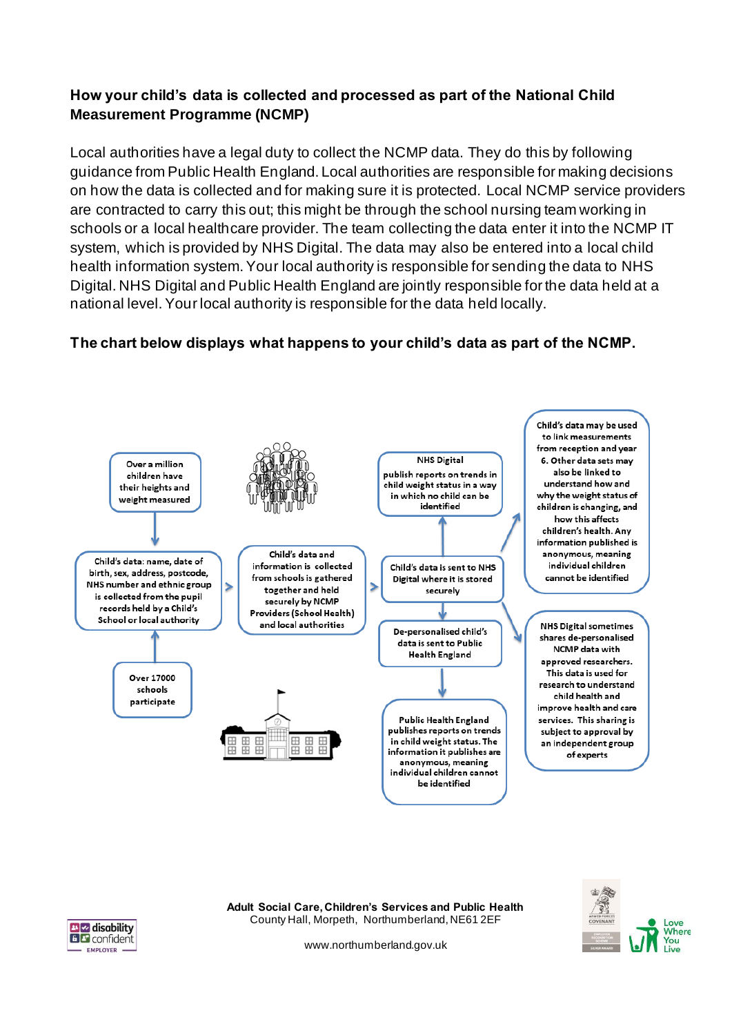**How your child's data is collected and processed as part of the National Child Measurement Programme (NCMP)**

Local authorities have a legal duty to collect the NCMP data. They do this by following guidance from Public Health England. Local authorities are responsible for making decisions on how the data is collected and for making sure it is protected. Local NCMP service providers are contracted to carry this out; this might be through the school nursing team working in schools or a local healthcare provider. The team collecting the data enter it into the NCMP IT system, which is provided by NHS Digital. The data may also be entered into a local child health information system. Your local authority is responsible for sending the data to NHS Digital. NHS Digital and Public Health England are jointly responsible for the data held at a national level. Your local authority is responsible for the data held locally.

**The chart below displays what happens to your child's data as part of the NCMP.**

Over a million children have their heights and weight measured

Child's data: name, date of birth, sex, address, postcode, NHS number and ethnic group is collected from the pupil records held by a Child's School or local authority

Over 17000 schools participate

Child's data and information is collected from schools is gathered together and held securely by NCMP Providers (School Health) and local authorities

Child's data is sent to NHS Digital where it is stored securely

NHS Digital publish reports on trends in child weight status in a way in which no child can be identified

De-personalised child's data is sent to Public Health England

Public Health England publishes reports on trends in child weight status. The information it publishes are anonymous, meaning individual children cannot be identified

Child's data may be used to link measurements from reception and year 6. Other data sets may also be linked to understand how and why the weight status of children is changing, and how this affects children's health. Any information published is anonymous, meaning individual children cannot be identified

NHS Digital sometimes shares de-personalised NCMP data with approved researchers. This data is used for research to understand child health and improve health and care services. This sharing is subject to approval by an independent group of experts

**Adult Social Care, Children's Services and Public Health**
County Hall, Morpeth, Northumberland, NE61 2EF

www.northumberland.gov.uk